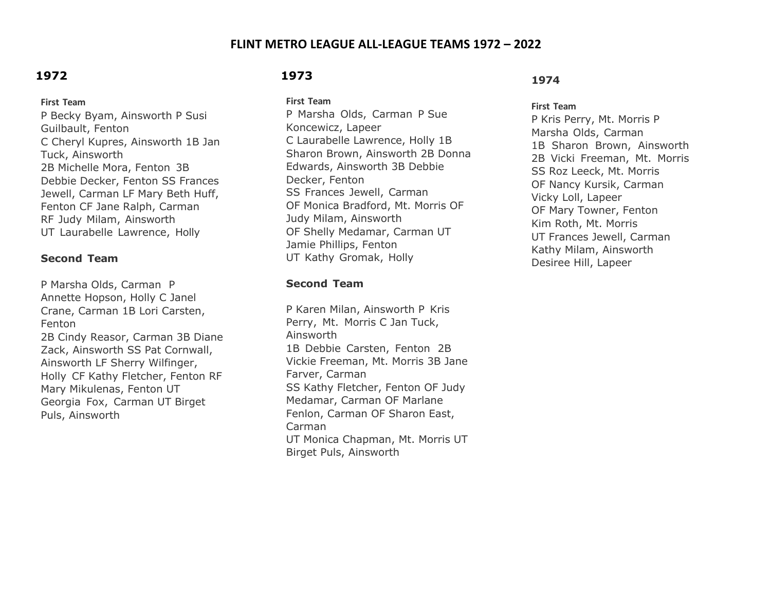# FLINT METRO LEAGUE ALL-LEAGUE TEAMS 1972 – 2022

## 1972

**First Team**

P Becky Byam, Ainsworth P Susi Guilbault, Fenton
C Cheryl Kupres, Ainsworth 1B Jan Tuck, Ainsworth
2B Michelle Mora, Fenton 3B Debbie Decker, Fenton SS Frances Jewell, Carman LF Mary Beth Huff, Fenton CF Jane Ralph, Carman
RF Judy Milam, Ainsworth
UT Laurabelle Lawrence, Holly

**Second Team**

P Marsha Olds, Carman P Annette Hopson, Holly C Janel Crane, Carman 1B Lori Carsten, Fenton
2B Cindy Reasor, Carman 3B Diane Zack, Ainsworth SS Pat Cornwall, Ainsworth LF Sherry Wilfinger, Holly CF Kathy Fletcher, Fenton RF Mary Mikulenas, Fenton UT Georgia Fox, Carman UT Birget Puls, Ainsworth

## 1973

**First Team**

P Marsha Olds, Carman P Sue Koncewicz, Lapeer
C Laurabelle Lawrence, Holly 1B Sharon Brown, Ainsworth 2B Donna Edwards, Ainsworth 3B Debbie Decker, Fenton
SS Frances Jewell, Carman
OF Monica Bradford, Mt. Morris OF Judy Milam, Ainsworth
OF Shelly Medamar, Carman UT Jamie Phillips, Fenton
UT Kathy Gromak, Holly

**Second Team**

P Karen Milan, Ainsworth P Kris Perry, Mt. Morris C Jan Tuck, Ainsworth
1B Debbie Carsten, Fenton 2B Vickie Freeman, Mt. Morris 3B Jane Farver, Carman
SS Kathy Fletcher, Fenton OF Judy Medamar, Carman OF Marlane Fenlon, Carman OF Sharon East, Carman
UT Monica Chapman, Mt. Morris UT Birget Puls, Ainsworth

## 1974

**First Team**

P Kris Perry, Mt. Morris P Marsha Olds, Carman
1B Sharon Brown, Ainsworth
2B Vicki Freeman, Mt. Morris
SS Roz Leeck, Mt. Morris
OF Nancy Kursik, Carman
Vicky Loll, Lapeer
OF Mary Towner, Fenton
Kim Roth, Mt. Morris
UT Frances Jewell, Carman
Kathy Milam, Ainsworth
Desiree Hill, Lapeer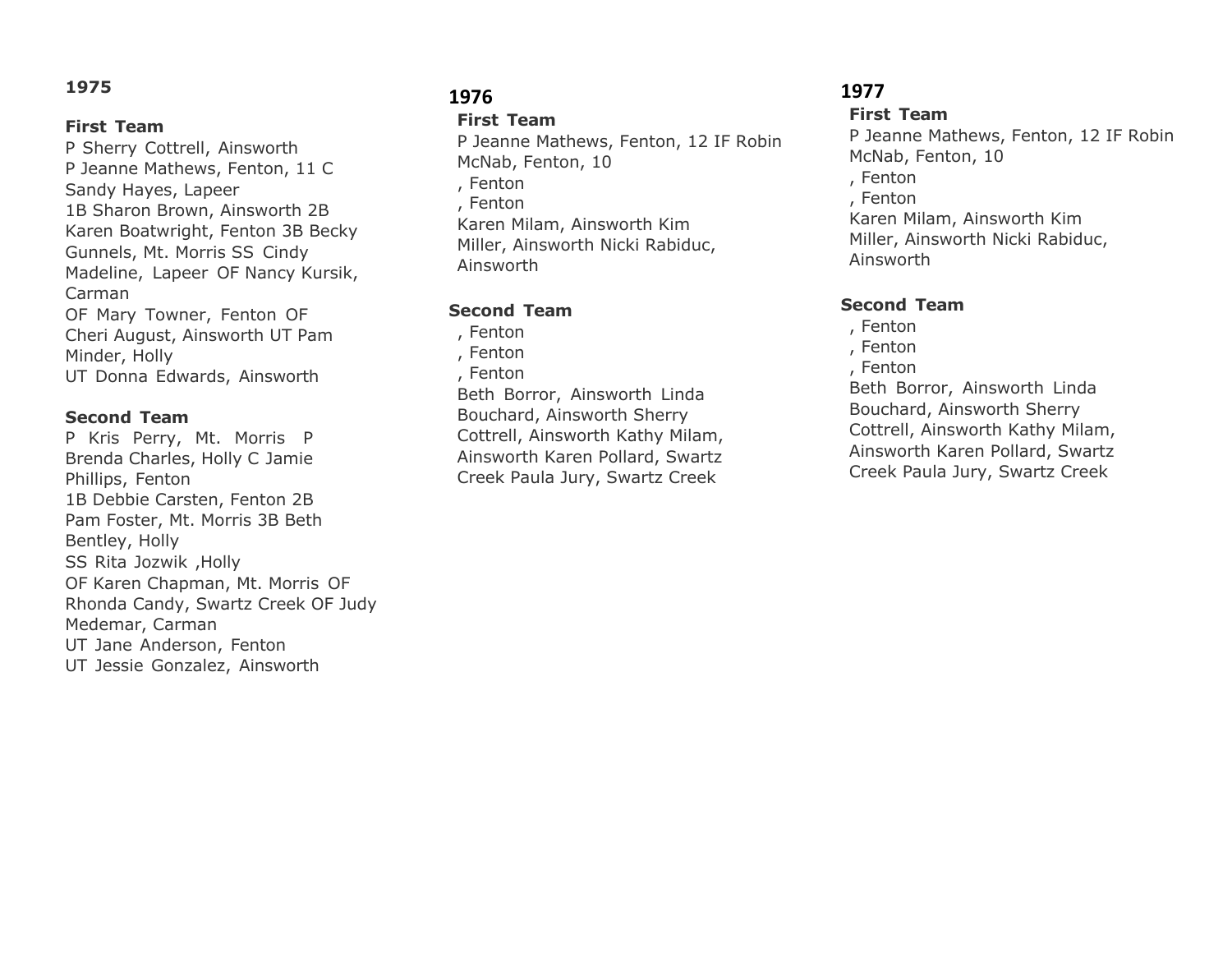**1975**

**First Team**
P Sherry Cottrell, Ainsworth
P Jeanne Mathews, Fenton, 11 C Sandy Hayes, Lapeer
1B Sharon Brown, Ainsworth 2B Karen Boatwright, Fenton 3B Becky Gunnels, Mt. Morris SS Cindy Madeline, Lapeer OF Nancy Kursik, Carman
OF Mary Towner, Fenton OF Cheri August, Ainsworth UT Pam Minder, Holly
UT Donna Edwards, Ainsworth

**Second Team**
P Kris Perry, Mt. Morris P Brenda Charles, Holly C Jamie Phillips, Fenton
1B Debbie Carsten, Fenton 2B Pam Foster, Mt. Morris 3B Beth Bentley, Holly
SS Rita Jozwik ,Holly
OF Karen Chapman, Mt. Morris OF Rhonda Candy, Swartz Creek OF Judy Medemar, Carman
UT Jane Anderson, Fenton
UT Jessie Gonzalez, Ainsworth

## 1976

**First Team**
P Jeanne Mathews, Fenton, 12 IF Robin McNab, Fenton, 10
, Fenton
, Fenton
Karen Milam, Ainsworth Kim Miller, Ainsworth Nicki Rabiduc, Ainsworth

**Second Team**
, Fenton
, Fenton
, Fenton
Beth Borror, Ainsworth Linda Bouchard, Ainsworth Sherry Cottrell, Ainsworth Kathy Milam, Ainsworth Karen Pollard, Swartz Creek Paula Jury, Swartz Creek

## 1977

**First Team**
P Jeanne Mathews, Fenton, 12 IF Robin McNab, Fenton, 10
, Fenton
, Fenton
Karen Milam, Ainsworth Kim Miller, Ainsworth Nicki Rabiduc, Ainsworth

**Second Team**
, Fenton
, Fenton
, Fenton
Beth Borror, Ainsworth Linda Bouchard, Ainsworth Sherry Cottrell, Ainsworth Kathy Milam, Ainsworth Karen Pollard, Swartz Creek Paula Jury, Swartz Creek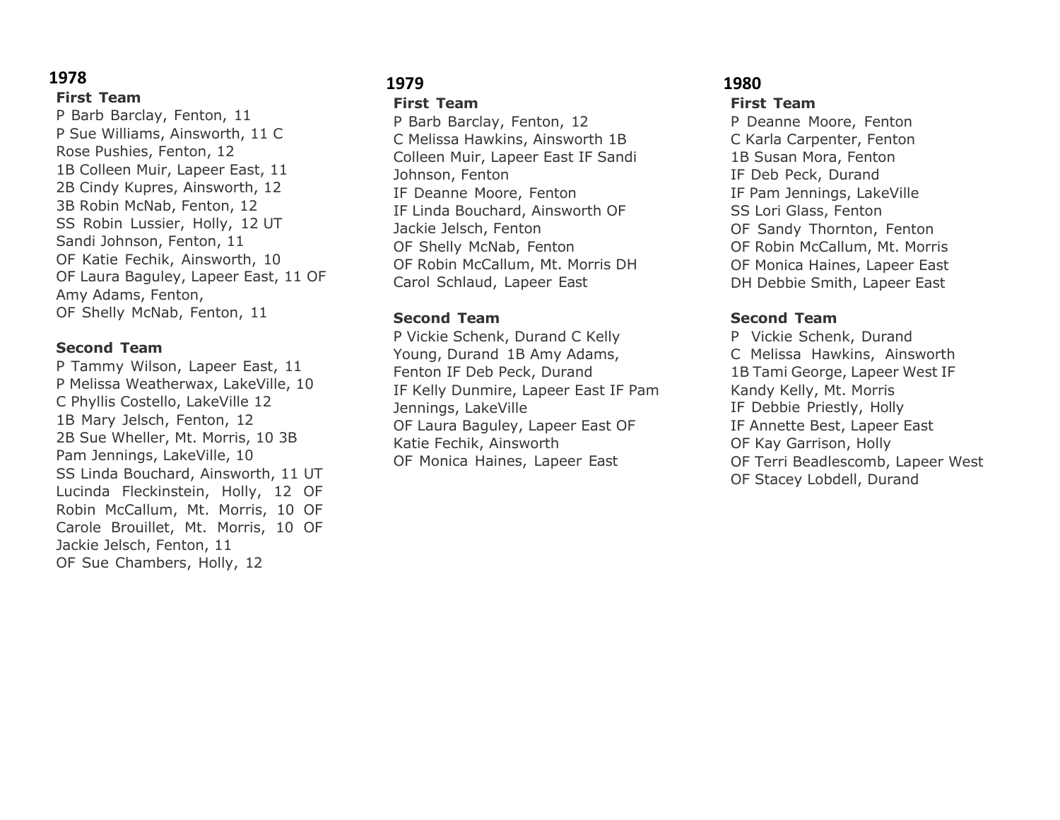## 1978

**First Team**

P Barb Barclay, Fenton, 11
P Sue Williams, Ainsworth, 11
C Rose Pushies, Fenton, 12
1B Colleen Muir, Lapeer East, 11
2B Cindy Kupres, Ainsworth, 12
3B Robin McNab, Fenton, 12
SS Robin Lussier, Holly, 12
UT Sandi Johnson, Fenton, 11
OF Katie Fechik, Ainsworth, 10
OF Laura Baguley, Lapeer East, 11
OF Amy Adams, Fenton,
OF Shelly McNab, Fenton, 11

**Second Team**

P Tammy Wilson, Lapeer East, 11
P Melissa Weatherwax, LakeVille, 10
C Phyllis Costello, LakeVille 12
1B Mary Jelsch, Fenton, 12
2B Sue Wheller, Mt. Morris, 10
3B Pam Jennings, LakeVille, 10
SS Linda Bouchard, Ainsworth, 11
UT Lucinda Fleckinstein, Holly, 12
OF Robin McCallum, Mt. Morris, 10
OF Carole Brouillet, Mt. Morris, 10
OF Jackie Jelsch, Fenton, 11
OF Sue Chambers, Holly, 12

## 1979

**First Team**

P Barb Barclay, Fenton, 12
C Melissa Hawkins, Ainsworth
1B Colleen Muir, Lapeer East
IF Sandi Johnson, Fenton
IF Deanne Moore, Fenton
IF Linda Bouchard, Ainsworth
OF Jackie Jelsch, Fenton
OF Shelly McNab, Fenton
OF Robin McCallum, Mt. Morris
DH Carol Schlaud, Lapeer East

**Second Team**

P Vickie Schenk, Durand
C Kelly Young, Durand
1B Amy Adams, Fenton
IF Deb Peck, Durand
IF Kelly Dunmire, Lapeer East
IF Pam Jennings, LakeVille
OF Laura Baguley, Lapeer East
OF Katie Fechik, Ainsworth
OF Monica Haines, Lapeer East

## 1980

**First Team**

P Deanne Moore, Fenton
C Karla Carpenter, Fenton
1B Susan Mora, Fenton
IF Deb Peck, Durand
IF Pam Jennings, LakeVille
SS Lori Glass, Fenton
OF Sandy Thornton, Fenton
OF Robin McCallum, Mt. Morris
OF Monica Haines, Lapeer East
DH Debbie Smith, Lapeer East

**Second Team**

P Vickie Schenk, Durand
C Melissa Hawkins, Ainsworth
1B Tami George, Lapeer West
IF Kandy Kelly, Mt. Morris
IF Debbie Priestly, Holly
IF Annette Best, Lapeer East
OF Kay Garrison, Holly
OF Terri Beadlescomb, Lapeer West
OF Stacey Lobdell, Durand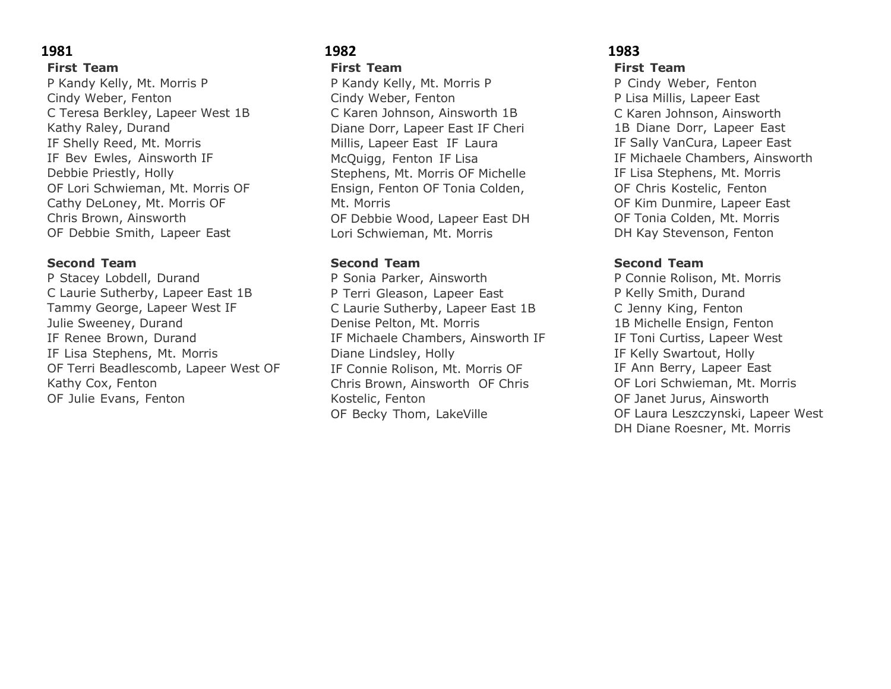## 1981

**First Team**

P Kandy Kelly, Mt. Morris P
Cindy Weber, Fenton
C Teresa Berkley, Lapeer West 1B
Kathy Raley, Durand
IF Shelly Reed, Mt. Morris
IF Bev Ewles, Ainsworth IF
Debbie Priestly, Holly
OF Lori Schwieman, Mt. Morris OF
Cathy DeLoney, Mt. Morris OF
Chris Brown, Ainsworth
OF Debbie Smith, Lapeer East

**Second Team**

P Stacey Lobdell, Durand
C Laurie Sutherby, Lapeer East 1B
Tammy George, Lapeer West IF
Julie Sweeney, Durand
IF Renee Brown, Durand
IF Lisa Stephens, Mt. Morris
OF Terri Beadlescomb, Lapeer West OF
Kathy Cox, Fenton
OF Julie Evans, Fenton

## 1982

**First Team**

P Kandy Kelly, Mt. Morris P
Cindy Weber, Fenton
C Karen Johnson, Ainsworth 1B
Diane Dorr, Lapeer East IF Cheri
Millis, Lapeer East IF Laura
McQuigg, Fenton IF Lisa
Stephens, Mt. Morris OF Michelle
Ensign, Fenton OF Tonia Colden,
Mt. Morris
OF Debbie Wood, Lapeer East DH
Lori Schwieman, Mt. Morris

**Second Team**

P Sonia Parker, Ainsworth
P Terri Gleason, Lapeer East
C Laurie Sutherby, Lapeer East 1B
Denise Pelton, Mt. Morris
IF Michaele Chambers, Ainsworth IF
Diane Lindsley, Holly
IF Connie Rolison, Mt. Morris OF
Chris Brown, Ainsworth OF Chris
Kostelic, Fenton
OF Becky Thom, LakeVille

## 1983

**First Team**

P Cindy Weber, Fenton
P Lisa Millis, Lapeer East
C Karen Johnson, Ainsworth
1B Diane Dorr, Lapeer East
IF Sally VanCura, Lapeer East
IF Michaele Chambers, Ainsworth
IF Lisa Stephens, Mt. Morris
OF Chris Kostelic, Fenton
OF Kim Dunmire, Lapeer East
OF Tonia Colden, Mt. Morris
DH Kay Stevenson, Fenton

**Second Team**

P Connie Rolison, Mt. Morris
P Kelly Smith, Durand
C Jenny King, Fenton
1B Michelle Ensign, Fenton
IF Toni Curtiss, Lapeer West
IF Kelly Swartout, Holly
IF Ann Berry, Lapeer East
OF Lori Schwieman, Mt. Morris
OF Janet Jurus, Ainsworth
OF Laura Leszczynski, Lapeer West
DH Diane Roesner, Mt. Morris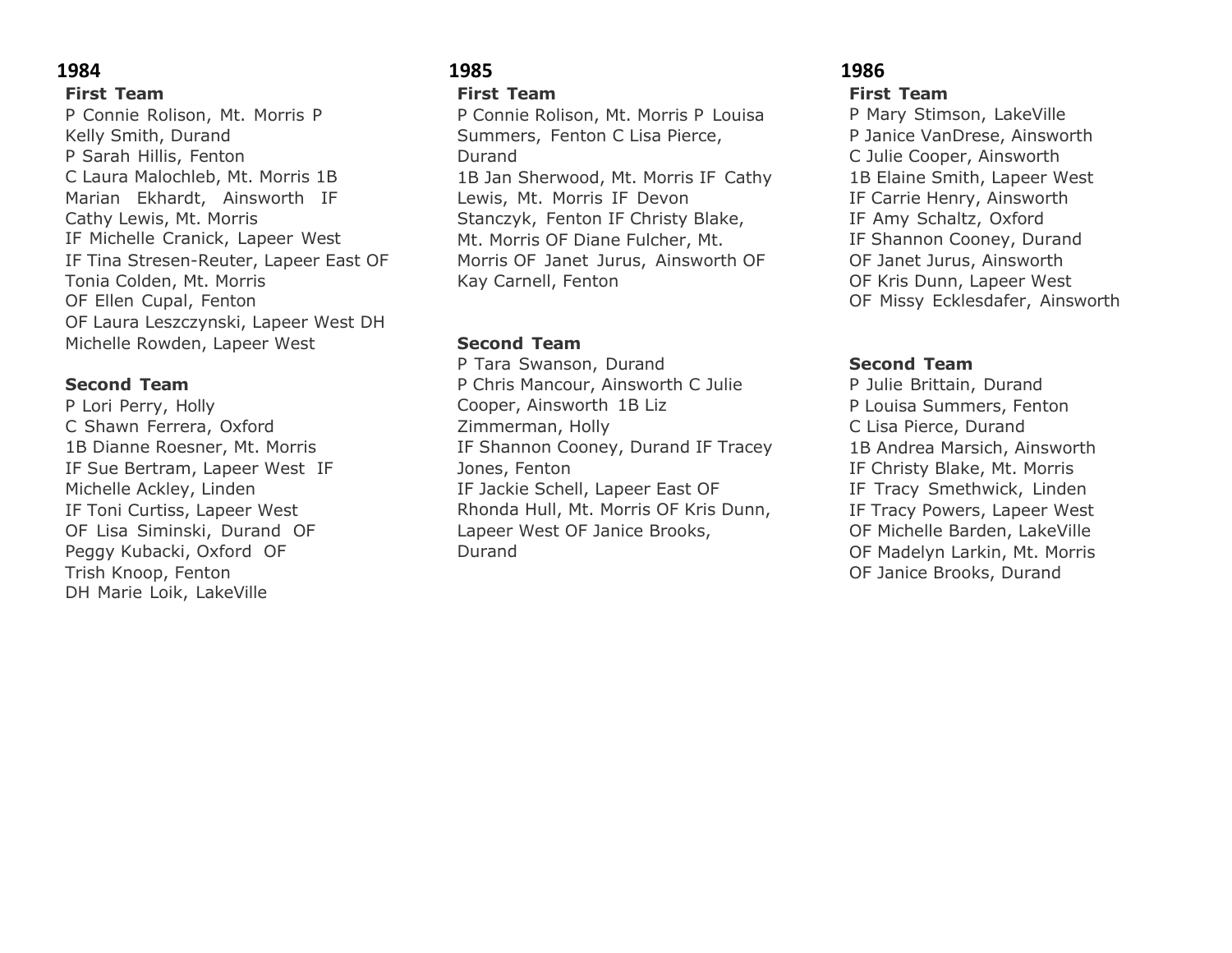## 1984

**First Team**

P Connie Rolison, Mt. Morris
P Kelly Smith, Durand
P Sarah Hillis, Fenton
C Laura Malochleb, Mt. Morris
1B Marian Ekhardt, Ainsworth
IF Cathy Lewis, Mt. Morris
IF Michelle Cranick, Lapeer West
IF Tina Stresen-Reuter, Lapeer East
OF Tonia Colden, Mt. Morris
OF Ellen Cupal, Fenton
OF Laura Leszczynski, Lapeer West
DH Michelle Rowden, Lapeer West

**Second Team**

P Lori Perry, Holly
C Shawn Ferrera, Oxford
1B Dianne Roesner, Mt. Morris
IF Sue Bertram, Lapeer West
IF Michelle Ackley, Linden
IF Toni Curtiss, Lapeer West
OF Lisa Siminski, Durand
OF Peggy Kubacki, Oxford
OF Trish Knoop, Fenton
DH Marie Loik, LakeVille

## 1985

**First Team**

P Connie Rolison, Mt. Morris
P Louisa Summers, Fenton
C Lisa Pierce, Durand
1B Jan Sherwood, Mt. Morris
IF Cathy Lewis, Mt. Morris
IF Devon Stanczyk, Fenton
IF Christy Blake, Mt. Morris
OF Diane Fulcher, Mt. Morris
OF Janet Jurus, Ainsworth
OF Kay Carnell, Fenton

**Second Team**

P Tara Swanson, Durand
P Chris Mancour, Ainsworth
C Julie Cooper, Ainsworth
1B Liz Zimmerman, Holly
IF Shannon Cooney, Durand
IF Tracey Jones, Fenton
IF Jackie Schell, Lapeer East
OF Rhonda Hull, Mt. Morris
OF Kris Dunn, Lapeer West
OF Janice Brooks, Durand

## 1986

**First Team**

P Mary Stimson, LakeVille
P Janice VanDrese, Ainsworth
C Julie Cooper, Ainsworth
1B Elaine Smith, Lapeer West
IF Carrie Henry, Ainsworth
IF Amy Schaltz, Oxford
IF Shannon Cooney, Durand
OF Janet Jurus, Ainsworth
OF Kris Dunn, Lapeer West
OF Missy Ecklesdafer, Ainsworth

**Second Team**

P Julie Brittain, Durand
P Louisa Summers, Fenton
C Lisa Pierce, Durand
1B Andrea Marsich, Ainsworth
IF Christy Blake, Mt. Morris
IF Tracy Smethwick, Linden
IF Tracy Powers, Lapeer West
OF Michelle Barden, LakeVille
OF Madelyn Larkin, Mt. Morris
OF Janice Brooks, Durand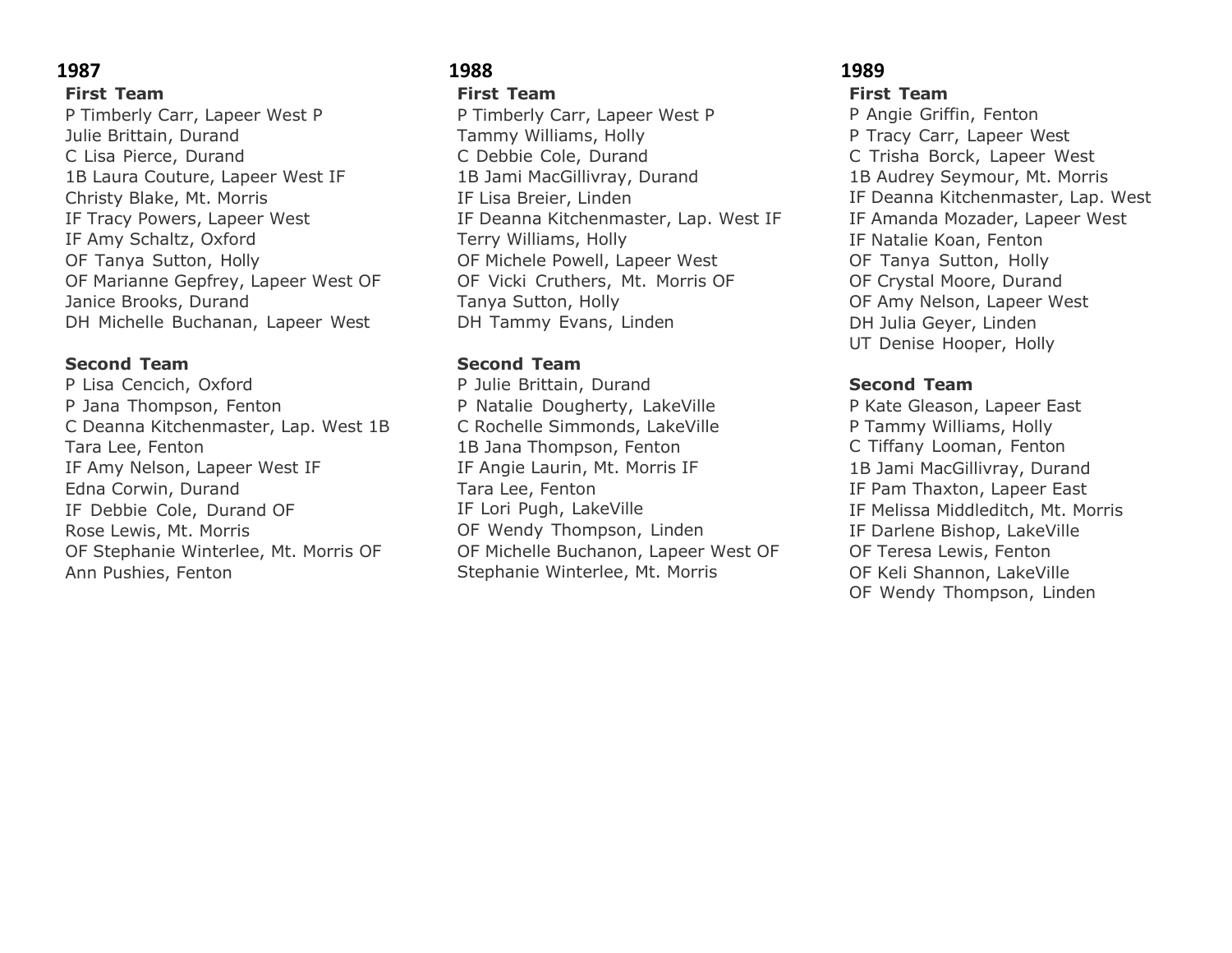## 1987

### First Team

P Timberly Carr, Lapeer West P
Julie Brittain, Durand
C Lisa Pierce, Durand
1B Laura Couture, Lapeer West IF
Christy Blake, Mt. Morris
IF Tracy Powers, Lapeer West
IF Amy Schaltz, Oxford
OF Tanya Sutton, Holly
OF Marianne Gepfrey, Lapeer West OF
Janice Brooks, Durand
DH Michelle Buchanan, Lapeer West

### Second Team

P Lisa Cencich, Oxford
P Jana Thompson, Fenton
C Deanna Kitchenmaster, Lap. West 1B
Tara Lee, Fenton
IF Amy Nelson, Lapeer West IF
Edna Corwin, Durand
IF Debbie Cole, Durand OF
Rose Lewis, Mt. Morris
OF Stephanie Winterlee, Mt. Morris OF
Ann Pushies, Fenton

## 1988

### First Team

P Timberly Carr, Lapeer West P
Tammy Williams, Holly
C Debbie Cole, Durand
1B Jami MacGillivray, Durand
IF Lisa Breier, Linden
IF Deanna Kitchenmaster, Lap. West IF
Terry Williams, Holly
OF Michele Powell, Lapeer West
OF Vicki Cruthers, Mt. Morris OF
Tanya Sutton, Holly
DH Tammy Evans, Linden

### Second Team

P Julie Brittain, Durand
P Natalie Dougherty, LakeVille
C Rochelle Simmonds, LakeVille
1B Jana Thompson, Fenton
IF Angie Laurin, Mt. Morris IF
Tara Lee, Fenton
IF Lori Pugh, LakeVille
OF Wendy Thompson, Linden
OF Michelle Buchanon, Lapeer West OF
Stephanie Winterlee, Mt. Morris

## 1989

### First Team

P Angie Griffin, Fenton
P Tracy Carr, Lapeer West
C Trisha Borck, Lapeer West
1B Audrey Seymour, Mt. Morris
IF Deanna Kitchenmaster, Lap. West
IF Amanda Mozader, Lapeer West
IF Natalie Koan, Fenton
OF Tanya Sutton, Holly
OF Crystal Moore, Durand
OF Amy Nelson, Lapeer West
DH Julia Geyer, Linden
UT Denise Hooper, Holly

### Second Team

P Kate Gleason, Lapeer East
P Tammy Williams, Holly
C Tiffany Looman, Fenton
1B Jami MacGillivray, Durand
IF Pam Thaxton, Lapeer East
IF Melissa Middleditch, Mt. Morris
IF Darlene Bishop, LakeVille
OF Teresa Lewis, Fenton
OF Keli Shannon, LakeVille
OF Wendy Thompson, Linden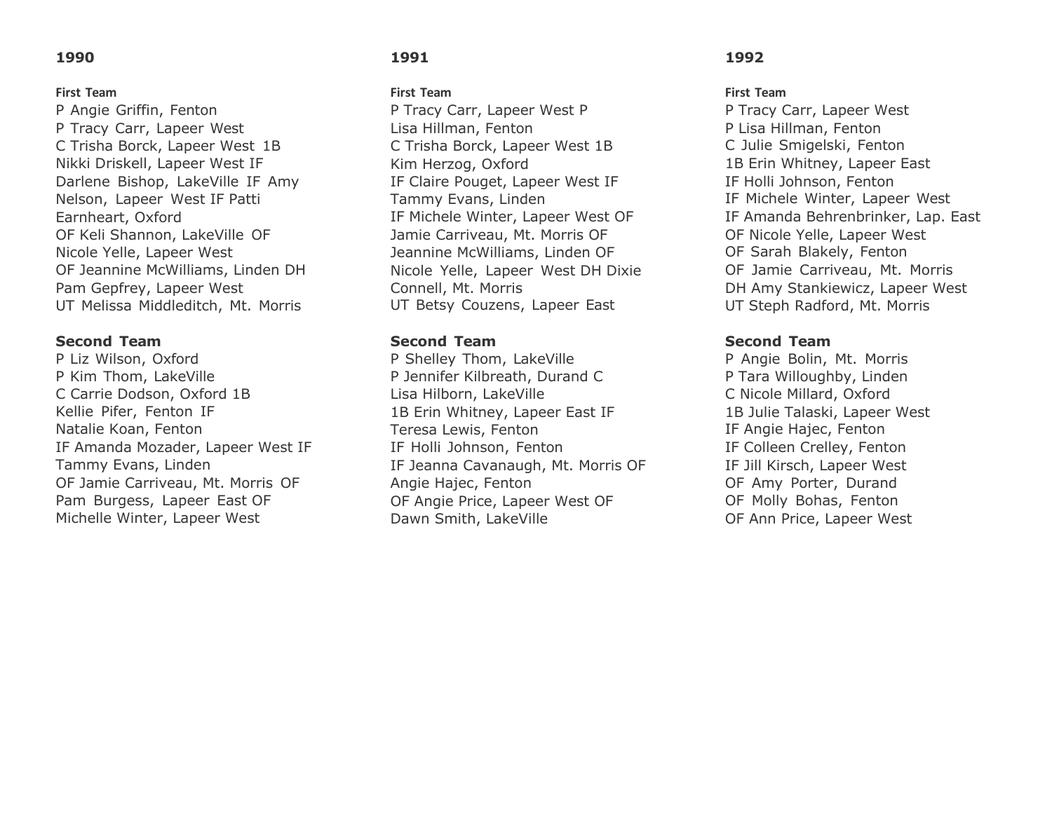## 1990

**First Team**

P Angie Griffin, Fenton
P Tracy Carr, Lapeer West
C Trisha Borck, Lapeer West 1B
Nikki Driskell, Lapeer West IF
Darlene Bishop, LakeVille IF Amy
Nelson, Lapeer West IF Patti
Earnheart, Oxford
OF Keli Shannon, LakeVille OF
Nicole Yelle, Lapeer West
OF Jeannine McWilliams, Linden DH
Pam Gepfrey, Lapeer West
UT Melissa Middleditch, Mt. Morris

**Second Team**

P Liz Wilson, Oxford
P Kim Thom, LakeVille
C Carrie Dodson, Oxford 1B
Kellie Pifer, Fenton IF
Natalie Koan, Fenton
IF Amanda Mozader, Lapeer West IF
Tammy Evans, Linden
OF Jamie Carriveau, Mt. Morris OF
Pam Burgess, Lapeer East OF
Michelle Winter, Lapeer West

## 1991

**First Team**

P Tracy Carr, Lapeer West P
Lisa Hillman, Fenton
C Trisha Borck, Lapeer West 1B
Kim Herzog, Oxford
IF Claire Pouget, Lapeer West IF
Tammy Evans, Linden
IF Michele Winter, Lapeer West OF
Jamie Carriveau, Mt. Morris OF
Jeannine McWilliams, Linden OF
Nicole Yelle, Lapeer West DH Dixie
Connell, Mt. Morris
UT Betsy Couzens, Lapeer East

**Second Team**

P Shelley Thom, LakeVille
P Jennifer Kilbreath, Durand C
Lisa Hilborn, LakeVille
1B Erin Whitney, Lapeer East IF
Teresa Lewis, Fenton
IF Holli Johnson, Fenton
IF Jeanna Cavanaugh, Mt. Morris OF
Angie Hajec, Fenton
OF Angie Price, Lapeer West OF
Dawn Smith, LakeVille

## 1992

**First Team**

P Tracy Carr, Lapeer West
P Lisa Hillman, Fenton
C Julie Smigelski, Fenton
1B Erin Whitney, Lapeer East
IF Holli Johnson, Fenton
IF Michele Winter, Lapeer West
IF Amanda Behrenbrinker, Lap. East
OF Nicole Yelle, Lapeer West
OF Sarah Blakely, Fenton
OF Jamie Carriveau, Mt. Morris
DH Amy Stankiewicz, Lapeer West
UT Steph Radford, Mt. Morris

**Second Team**

P Angie Bolin, Mt. Morris
P Tara Willoughby, Linden
C Nicole Millard, Oxford
1B Julie Talaski, Lapeer West
IF Angie Hajec, Fenton
IF Colleen Crelley, Fenton
IF Jill Kirsch, Lapeer West
OF Amy Porter, Durand
OF Molly Bohas, Fenton
OF Ann Price, Lapeer West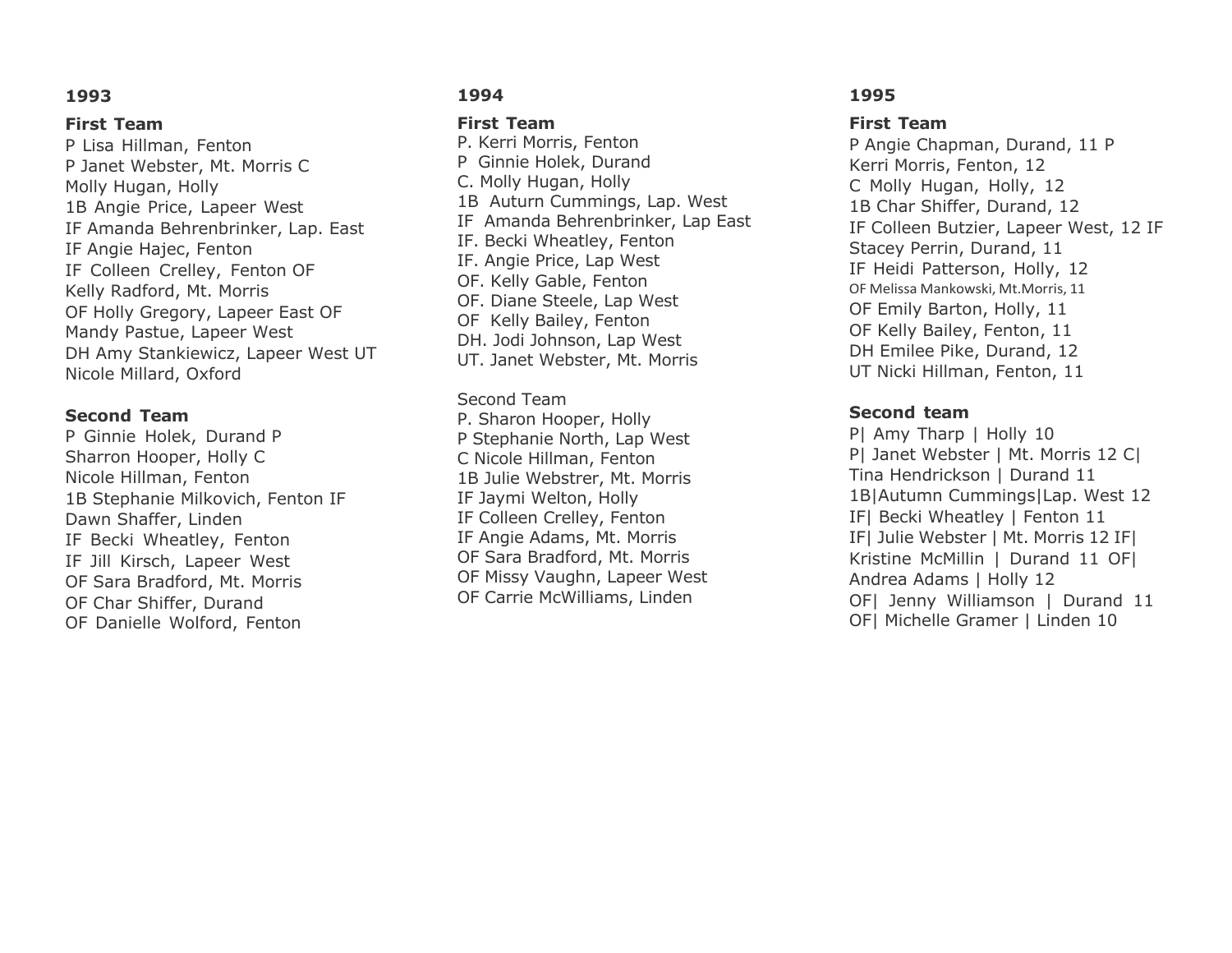## 1993

### First Team

P Lisa Hillman, Fenton
P Janet Webster, Mt. Morris C
Molly Hugan, Holly
1B Angie Price, Lapeer West
IF Amanda Behrenbrinker, Lap. East
IF Angie Hajec, Fenton
IF Colleen Crelley, Fenton OF
Kelly Radford, Mt. Morris
OF Holly Gregory, Lapeer East OF
Mandy Pastue, Lapeer West
DH Amy Stankiewicz, Lapeer West UT
Nicole Millard, Oxford

### Second Team

P Ginnie Holek, Durand P
Sharron Hooper, Holly C
Nicole Hillman, Fenton
1B Stephanie Milkovich, Fenton IF
Dawn Shaffer, Linden
IF Becki Wheatley, Fenton
IF Jill Kirsch, Lapeer West
OF Sara Bradford, Mt. Morris
OF Char Shiffer, Durand
OF Danielle Wolford, Fenton

## 1994

### First Team

P. Kerri Morris, Fenton
P Ginnie Holek, Durand
C. Molly Hugan, Holly
1B Auturn Cummings, Lap. West
IF Amanda Behrenbrinker, Lap East
IF. Becki Wheatley, Fenton
IF. Angie Price, Lap West
OF. Kelly Gable, Fenton
OF. Diane Steele, Lap West
OF Kelly Bailey, Fenton
DH. Jodi Johnson, Lap West
UT. Janet Webster, Mt. Morris

Second Team

P. Sharon Hooper, Holly
P Stephanie North, Lap West
C Nicole Hillman, Fenton
1B Julie Webstrer, Mt. Morris
IF Jaymi Welton, Holly
IF Colleen Crelley, Fenton
IF Angie Adams, Mt. Morris
OF Sara Bradford, Mt. Morris
OF Missy Vaughn, Lapeer West
OF Carrie McWilliams, Linden

## 1995

### First Team

P Angie Chapman, Durand, 11 P
Kerri Morris, Fenton, 12
C Molly Hugan, Holly, 12
1B Char Shiffer, Durand, 12
IF Colleen Butzier, Lapeer West, 12 IF
Stacey Perrin, Durand, 11
IF Heidi Patterson, Holly, 12
OF Melissa Mankowski, Mt.Morris, 11
OF Emily Barton, Holly, 11
OF Kelly Bailey, Fenton, 11
DH Emilee Pike, Durand, 12
UT Nicki Hillman, Fenton, 11

### Second team

P| Amy Tharp | Holly 10
P| Janet Webster | Mt. Morris 12 C|
Tina Hendrickson | Durand 11
1B|Autumn Cummings|Lap. West 12
IF| Becki Wheatley | Fenton 11
IF| Julie Webster | Mt. Morris 12 IF|
Kristine McMillin | Durand 11 OF|
Andrea Adams | Holly 12
OF| Jenny Williamson | Durand 11
OF| Michelle Gramer | Linden 10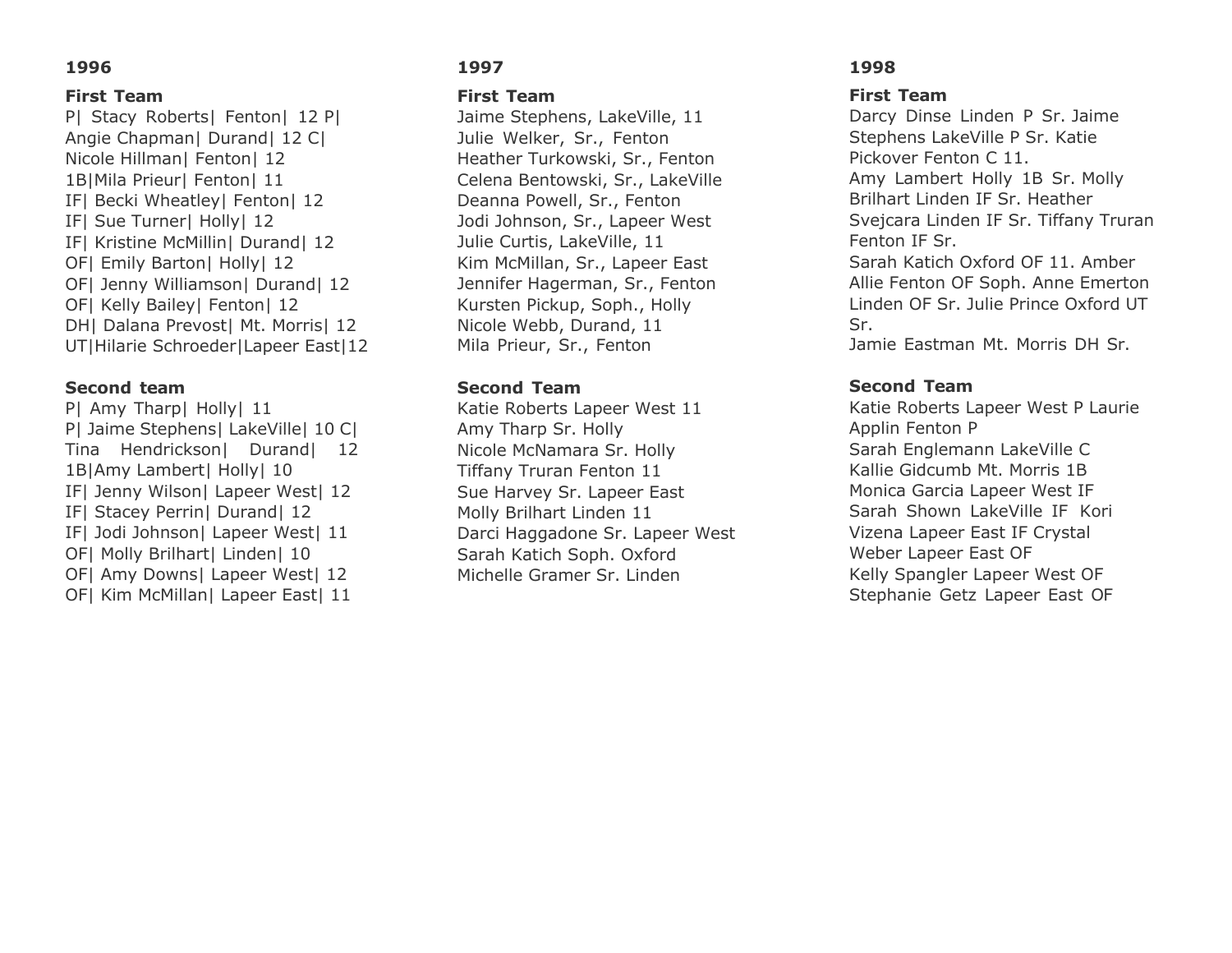## 1996

### First Team

P| Stacy Roberts| Fenton| 12 P| Angie Chapman| Durand| 12 C| Nicole Hillman| Fenton| 12
1B|Mila Prieur| Fenton| 11
IF| Becki Wheatley| Fenton| 12
IF| Sue Turner| Holly| 12
IF| Kristine McMillin| Durand| 12
OF| Emily Barton| Holly| 12
OF| Jenny Williamson| Durand| 12
OF| Kelly Bailey| Fenton| 12
DH| Dalana Prevost| Mt. Morris| 12
UT|Hilarie Schroeder|Lapeer East|12

### Second team

P| Amy Tharp| Holly| 11
P| Jaime Stephens| LakeVille| 10 C| Tina Hendrickson| Durand| 12
1B|Amy Lambert| Holly| 10
IF| Jenny Wilson| Lapeer West| 12
IF| Stacey Perrin| Durand| 12
IF| Jodi Johnson| Lapeer West| 11
OF| Molly Brilhart| Linden| 10
OF| Amy Downs| Lapeer West| 12
OF| Kim McMillan| Lapeer East| 11

## 1997

### First Team

Jaime Stephens, LakeVille, 11
Julie Welker, Sr., Fenton
Heather Turkowski, Sr., Fenton
Celena Bentowski, Sr., LakeVille
Deanna Powell, Sr., Fenton
Jodi Johnson, Sr., Lapeer West
Julie Curtis, LakeVille, 11
Kim McMillan, Sr., Lapeer East
Jennifer Hagerman, Sr., Fenton
Kursten Pickup, Soph., Holly
Nicole Webb, Durand, 11
Mila Prieur, Sr., Fenton

### Second Team

Katie Roberts Lapeer West 11
Amy Tharp Sr. Holly
Nicole McNamara Sr. Holly
Tiffany Truran Fenton 11
Sue Harvey Sr. Lapeer East
Molly Brilhart Linden 11
Darci Haggadone Sr. Lapeer West
Sarah Katich Soph. Oxford
Michelle Gramer Sr. Linden

## 1998

### First Team

Darcy Dinse Linden P Sr. Jaime Stephens LakeVille P Sr. Katie Pickover Fenton C 11.
Amy Lambert Holly 1B Sr. Molly Brilhart Linden IF Sr. Heather Svejcara Linden IF Sr. Tiffany Truran Fenton IF Sr.
Sarah Katich Oxford OF 11. Amber Allie Fenton OF Soph. Anne Emerton Linden OF Sr. Julie Prince Oxford UT Sr.
Jamie Eastman Mt. Morris DH Sr.

### Second Team

Katie Roberts Lapeer West P Laurie Applin Fenton P
Sarah Englemann LakeVille C
Kallie Gidcumb Mt. Morris 1B
Monica Garcia Lapeer West IF
Sarah Shown LakeVille IF Kori Vizena Lapeer East IF Crystal Weber Lapeer East OF
Kelly Spangler Lapeer West OF
Stephanie Getz Lapeer East OF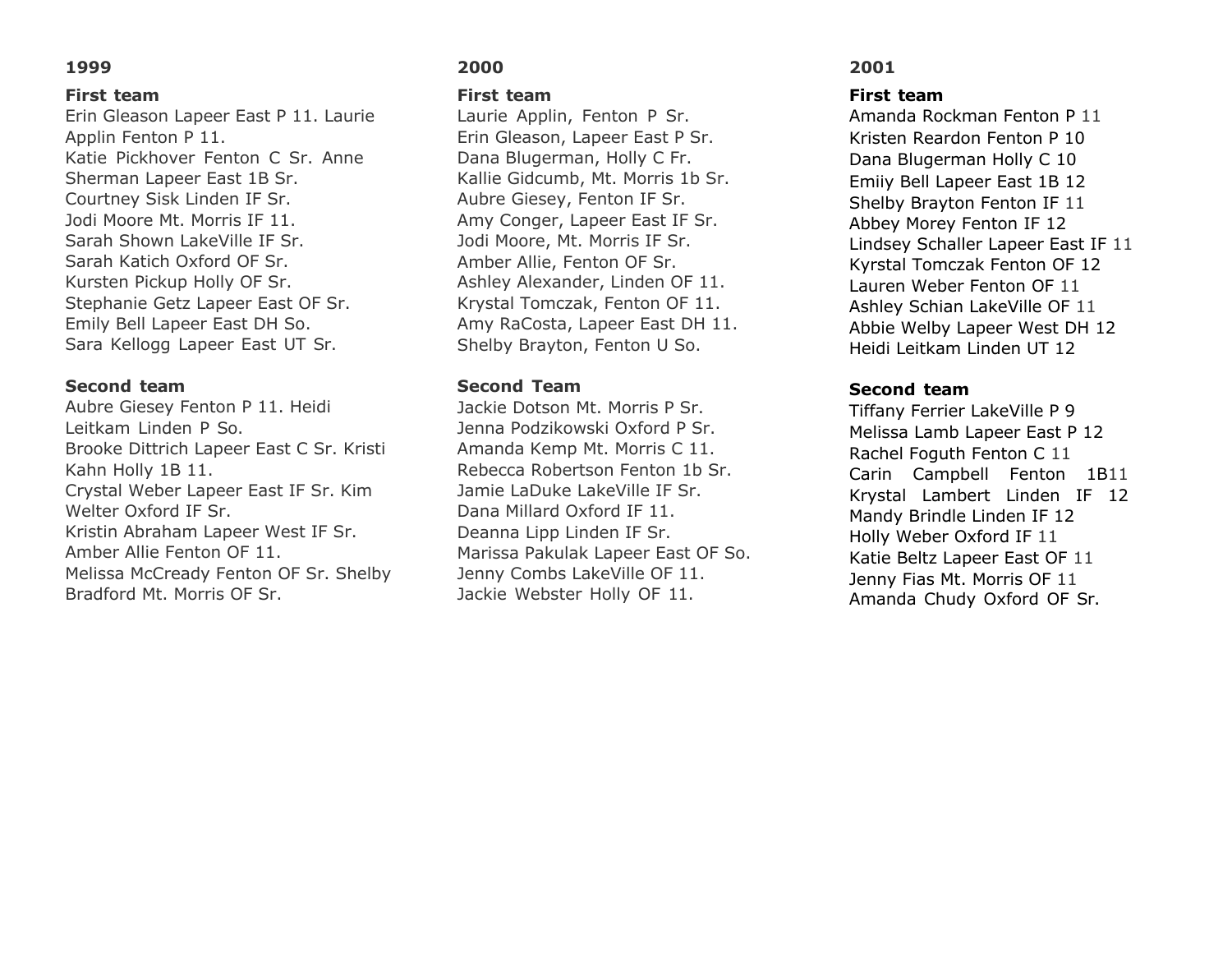## 1999

### First team

Erin Gleason Lapeer East P 11. Laurie Applin Fenton P 11.
Katie Pickhover Fenton C Sr. Anne Sherman Lapeer East 1B Sr.
Courtney Sisk Linden IF Sr.
Jodi Moore Mt. Morris IF 11.
Sarah Shown LakeVille IF Sr.
Sarah Katich Oxford OF Sr.
Kursten Pickup Holly OF Sr.
Stephanie Getz Lapeer East OF Sr.
Emily Bell Lapeer East DH So.
Sara Kellogg Lapeer East UT Sr.

### Second team

Aubre Giesey Fenton P 11. Heidi Leitkam Linden P So.
Brooke Dittrich Lapeer East C Sr. Kristi Kahn Holly 1B 11.
Crystal Weber Lapeer East IF Sr. Kim Welter Oxford IF Sr.
Kristin Abraham Lapeer West IF Sr.
Amber Allie Fenton OF 11.
Melissa McCready Fenton OF Sr. Shelby Bradford Mt. Morris OF Sr.

## 2000

### First team

Laurie Applin, Fenton P Sr.
Erin Gleason, Lapeer East P Sr.
Dana Blugerman, Holly C Fr.
Kallie Gidcumb, Mt. Morris 1b Sr.
Aubre Giesey, Fenton IF Sr.
Amy Conger, Lapeer East IF Sr.
Jodi Moore, Mt. Morris IF Sr.
Amber Allie, Fenton OF Sr.
Ashley Alexander, Linden OF 11.
Krystal Tomczak, Fenton OF 11.
Amy RaCosta, Lapeer East DH 11.
Shelby Brayton, Fenton U So.

### Second Team

Jackie Dotson Mt. Morris P Sr.
Jenna Podzikowski Oxford P Sr.
Amanda Kemp Mt. Morris C 11.
Rebecca Robertson Fenton 1b Sr.
Jamie LaDuke LakeVille IF Sr.
Dana Millard Oxford IF 11.
Deanna Lipp Linden IF Sr.
Marissa Pakulak Lapeer East OF So.
Jenny Combs LakeVille OF 11.
Jackie Webster Holly OF 11.

## 2001

### First team

Amanda Rockman Fenton P 11
Kristen Reardon Fenton P 10
Dana Blugerman Holly C 10
Emiiy Bell Lapeer East 1B 12
Shelby Brayton Fenton IF 11
Abbey Morey Fenton IF 12
Lindsey Schaller Lapeer East IF 11
Kyrstal Tomczak Fenton OF 12
Lauren Weber Fenton OF 11
Ashley Schian LakeVille OF 11
Abbie Welby Lapeer West DH 12
Heidi Leitkam Linden UT 12

### Second team

Tiffany Ferrier LakeVille P 9
Melissa Lamb Lapeer East P 12
Rachel Foguth Fenton C 11
Carin Campbell Fenton 1B11
Krystal Lambert Linden IF 12
Mandy Brindle Linden IF 12
Holly Weber Oxford IF 11
Katie Beltz Lapeer East OF 11
Jenny Fias Mt. Morris OF 11
Amanda Chudy Oxford OF Sr.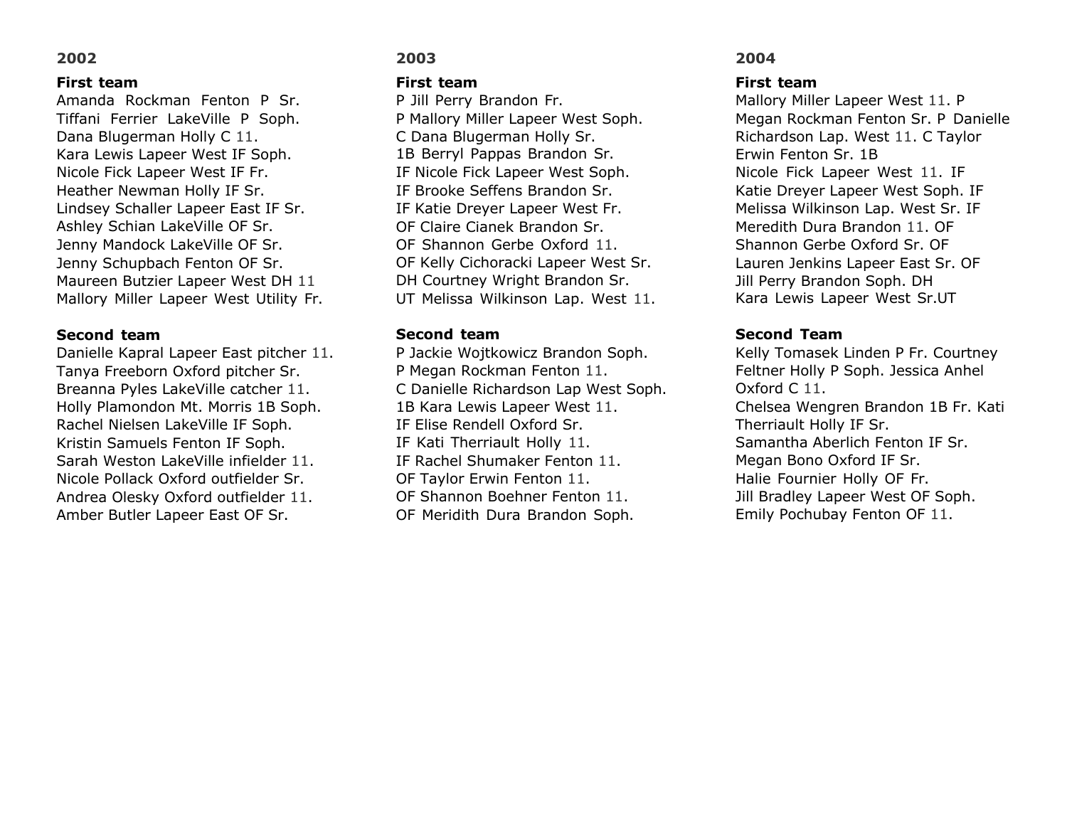## 2002

**First team**

Amanda Rockman Fenton P Sr.
Tiffani Ferrier LakeVille P Soph.
Dana Blugerman Holly C 11.
Kara Lewis Lapeer West IF Soph.
Nicole Fick Lapeer West IF Fr.
Heather Newman Holly IF Sr.
Lindsey Schaller Lapeer East IF Sr.
Ashley Schian LakeVille OF Sr.
Jenny Mandock LakeVille OF Sr.
Jenny Schupbach Fenton OF Sr.
Maureen Butzier Lapeer West DH 11
Mallory Miller Lapeer West Utility Fr.

**Second team**

Danielle Kapral Lapeer East pitcher 11.
Tanya Freeborn Oxford pitcher Sr.
Breanna Pyles LakeVille catcher 11.
Holly Plamondon Mt. Morris 1B Soph.
Rachel Nielsen LakeVille IF Soph.
Kristin Samuels Fenton IF Soph.
Sarah Weston LakeVille infielder 11.
Nicole Pollack Oxford outfielder Sr.
Andrea Olesky Oxford outfielder 11.
Amber Butler Lapeer East OF Sr.

## 2003

**First team**

P Jill Perry Brandon Fr.
P Mallory Miller Lapeer West Soph.
C Dana Blugerman Holly Sr.
1B Berryl Pappas Brandon Sr.
IF Nicole Fick Lapeer West Soph.
IF Brooke Seffens Brandon Sr.
IF Katie Dreyer Lapeer West Fr.
OF Claire Cianek Brandon Sr.
OF Shannon Gerbe Oxford 11.
OF Kelly Cichoracki Lapeer West Sr.
DH Courtney Wright Brandon Sr.
UT Melissa Wilkinson Lap. West 11.

**Second team**

P Jackie Wojtkowicz Brandon Soph.
P Megan Rockman Fenton 11.
C Danielle Richardson Lap West Soph.
1B Kara Lewis Lapeer West 11.
IF Elise Rendell Oxford Sr.
IF Kati Therriault Holly 11.
IF Rachel Shumaker Fenton 11.
OF Taylor Erwin Fenton 11.
OF Shannon Boehner Fenton 11.
OF Meridith Dura Brandon Soph.

## 2004

**First team**

Mallory Miller Lapeer West 11. P
Megan Rockman Fenton Sr. P Danielle Richardson Lap. West 11. C Taylor Erwin Fenton Sr. 1B
Nicole Fick Lapeer West 11. IF
Katie Dreyer Lapeer West Soph. IF
Melissa Wilkinson Lap. West Sr. IF
Meredith Dura Brandon 11. OF
Shannon Gerbe Oxford Sr. OF
Lauren Jenkins Lapeer East Sr. OF
Jill Perry Brandon Soph. DH
Kara Lewis Lapeer West Sr.UT

**Second Team**

Kelly Tomasek Linden P Fr. Courtney Feltner Holly P Soph. Jessica Anhel Oxford C 11.
Chelsea Wengren Brandon 1B Fr. Kati Therriault Holly IF Sr.
Samantha Aberlich Fenton IF Sr.
Megan Bono Oxford IF Sr.
Halie Fournier Holly OF Fr.
Jill Bradley Lapeer West OF Soph.
Emily Pochubay Fenton OF 11.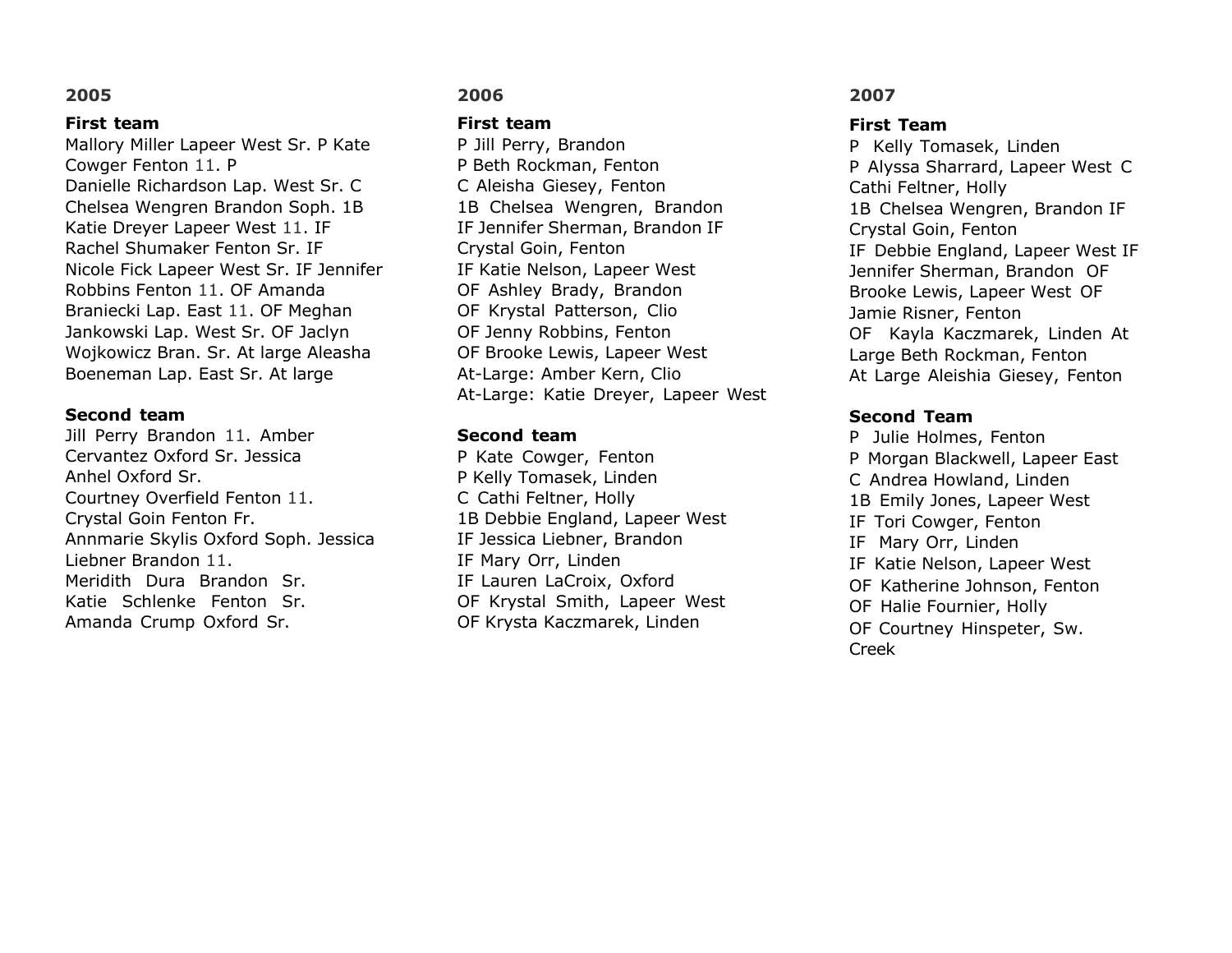## 2005

**First team**

Mallory Miller Lapeer West Sr. P Kate Cowger Fenton 11. P
Danielle Richardson Lap. West Sr. C
Chelsea Wengren Brandon Soph. 1B
Katie Dreyer Lapeer West 11. IF
Rachel Shumaker Fenton Sr. IF
Nicole Fick Lapeer West Sr. IF Jennifer Robbins Fenton 11. OF Amanda Braniecki Lap. East 11. OF Meghan Jankowski Lap. West Sr. OF Jaclyn Wojkowicz Bran. Sr. At large Aleasha Boeneman Lap. East Sr. At large

**Second team**

Jill Perry Brandon 11. Amber Cervantez Oxford Sr. Jessica Anhel Oxford Sr.
Courtney Overfield Fenton 11.
Crystal Goin Fenton Fr.
Annmarie Skylis Oxford Soph. Jessica Liebner Brandon 11.
Meridith Dura Brandon Sr.
Katie Schlenke Fenton Sr.
Amanda Crump Oxford Sr.

## 2006

**First team**

P Jill Perry, Brandon
P Beth Rockman, Fenton
C Aleisha Giesey, Fenton
1B Chelsea Wengren, Brandon
IF Jennifer Sherman, Brandon IF Crystal Goin, Fenton
IF Katie Nelson, Lapeer West
OF Ashley Brady, Brandon
OF Krystal Patterson, Clio
OF Jenny Robbins, Fenton
OF Brooke Lewis, Lapeer West
At-Large: Amber Kern, Clio
At-Large: Katie Dreyer, Lapeer West

**Second team**

P Kate Cowger, Fenton
P Kelly Tomasek, Linden
C Cathi Feltner, Holly
1B Debbie England, Lapeer West
IF Jessica Liebner, Brandon
IF Mary Orr, Linden
IF Lauren LaCroix, Oxford
OF Krystal Smith, Lapeer West
OF Krysta Kaczmarek, Linden

## 2007

**First Team**

P Kelly Tomasek, Linden
P Alyssa Sharrard, Lapeer West C Cathi Feltner, Holly
1B Chelsea Wengren, Brandon IF Crystal Goin, Fenton
IF Debbie England, Lapeer West IF Jennifer Sherman, Brandon OF Brooke Lewis, Lapeer West OF Jamie Risner, Fenton
OF Kayla Kaczmarek, Linden At Large Beth Rockman, Fenton
At Large Aleishia Giesey, Fenton

**Second Team**

P Julie Holmes, Fenton
P Morgan Blackwell, Lapeer East
C Andrea Howland, Linden
1B Emily Jones, Lapeer West
IF Tori Cowger, Fenton
IF Mary Orr, Linden
IF Katie Nelson, Lapeer West
OF Katherine Johnson, Fenton
OF Halie Fournier, Holly
OF Courtney Hinspeter, Sw. Creek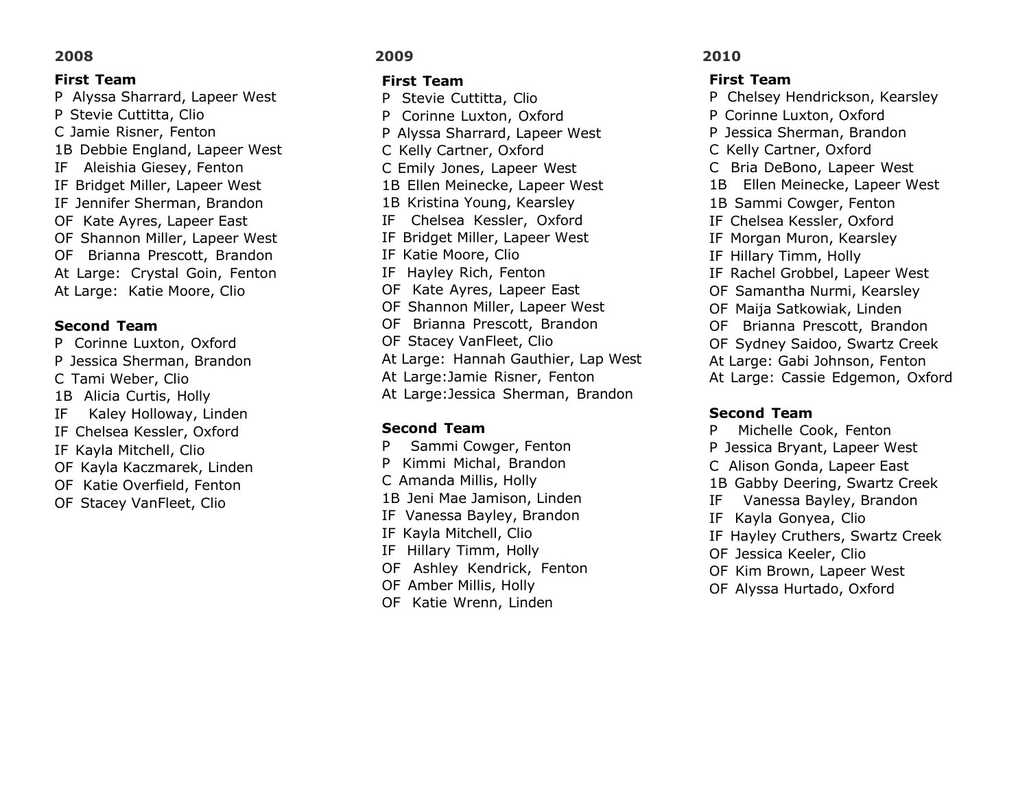## 2008

### First Team

P Alyssa Sharrard, Lapeer West
P Stevie Cuttitta, Clio
C Jamie Risner, Fenton
1B Debbie England, Lapeer West
IF Aleishia Giesey, Fenton
IF Bridget Miller, Lapeer West
IF Jennifer Sherman, Brandon
OF Kate Ayres, Lapeer East
OF Shannon Miller, Lapeer West
OF Brianna Prescott, Brandon
At Large: Crystal Goin, Fenton
At Large: Katie Moore, Clio

### Second Team

P Corinne Luxton, Oxford
P Jessica Sherman, Brandon
C Tami Weber, Clio
1B Alicia Curtis, Holly
IF Kaley Holloway, Linden
IF Chelsea Kessler, Oxford
IF Kayla Mitchell, Clio
OF Kayla Kaczmarek, Linden
OF Katie Overfield, Fenton
OF Stacey VanFleet, Clio

## 2009

### First Team

P Stevie Cuttitta, Clio
P Corinne Luxton, Oxford
P Alyssa Sharrard, Lapeer West
C Kelly Cartner, Oxford
C Emily Jones, Lapeer West
1B Ellen Meinecke, Lapeer West
1B Kristina Young, Kearsley
IF Chelsea Kessler, Oxford
IF Bridget Miller, Lapeer West
IF Katie Moore, Clio
IF Hayley Rich, Fenton
OF Kate Ayres, Lapeer East
OF Shannon Miller, Lapeer West
OF Brianna Prescott, Brandon
OF Stacey VanFleet, Clio
At Large: Hannah Gauthier, Lap West
At Large:Jamie Risner, Fenton
At Large:Jessica Sherman, Brandon

### Second Team

P Sammi Cowger, Fenton
P Kimmi Michal, Brandon
C Amanda Millis, Holly
1B Jeni Mae Jamison, Linden
IF Vanessa Bayley, Brandon
IF Kayla Mitchell, Clio
IF Hillary Timm, Holly
OF Ashley Kendrick, Fenton
OF Amber Millis, Holly
OF Katie Wrenn, Linden

## 2010

### First Team

P Chelsey Hendrickson, Kearsley
P Corinne Luxton, Oxford
P Jessica Sherman, Brandon
C Kelly Cartner, Oxford
C Bria DeBono, Lapeer West
1B Ellen Meinecke, Lapeer West
1B Sammi Cowger, Fenton
IF Chelsea Kessler, Oxford
IF Morgan Muron, Kearsley
IF Hillary Timm, Holly
IF Rachel Grobbel, Lapeer West
OF Samantha Nurmi, Kearsley
OF Maija Satkowiak, Linden
OF Brianna Prescott, Brandon
OF Sydney Saidoo, Swartz Creek
At Large: Gabi Johnson, Fenton
At Large: Cassie Edgemon, Oxford

### Second Team

P Michelle Cook, Fenton
P Jessica Bryant, Lapeer West
C Alison Gonda, Lapeer East
1B Gabby Deering, Swartz Creek
IF Vanessa Bayley, Brandon
IF Kayla Gonyea, Clio
IF Hayley Cruthers, Swartz Creek
OF Jessica Keeler, Clio
OF Kim Brown, Lapeer West
OF Alyssa Hurtado, Oxford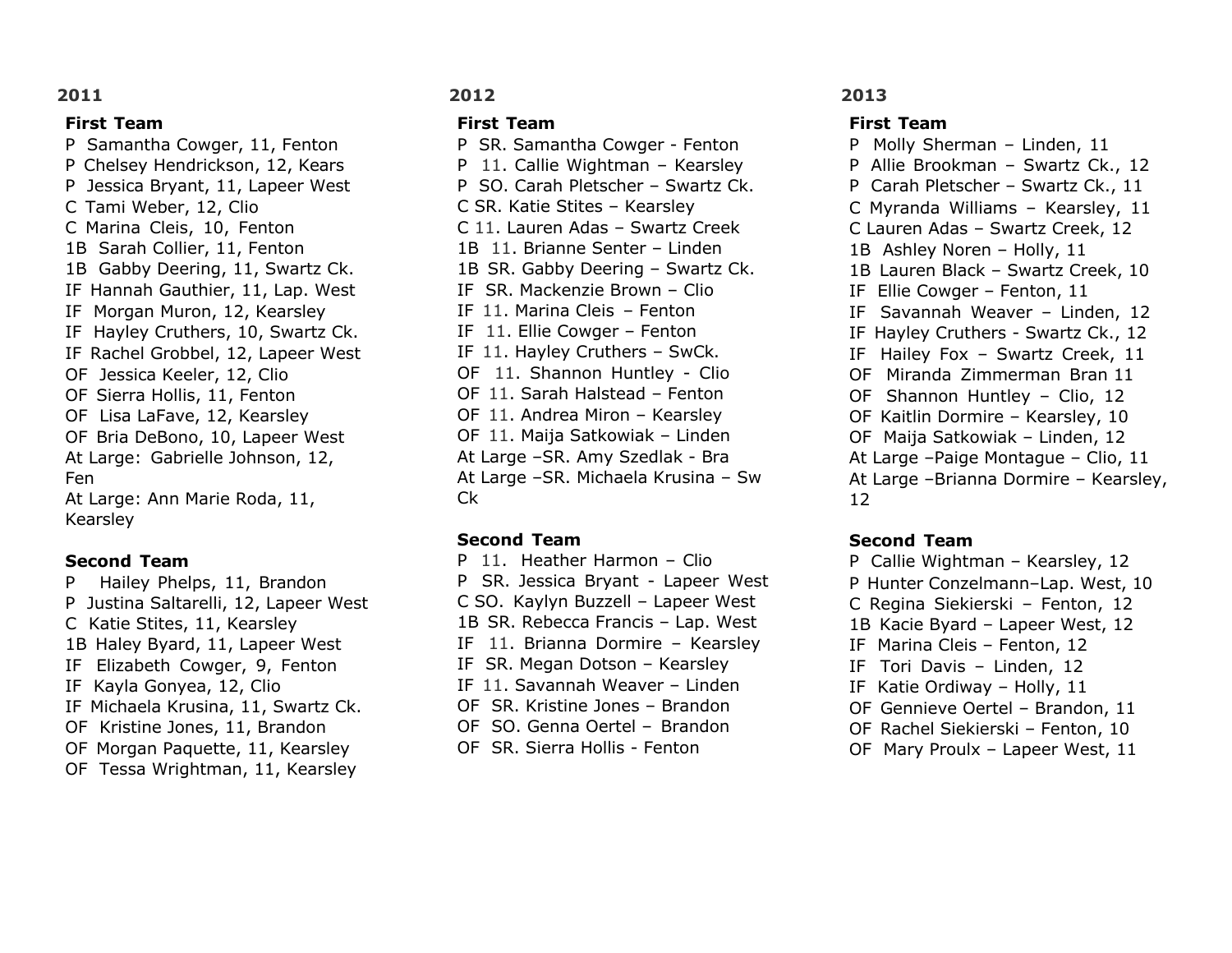## 2011

### First Team

P Samantha Cowger, 11, Fenton
P Chelsey Hendrickson, 12, Kears
P Jessica Bryant, 11, Lapeer West
C Tami Weber, 12, Clio
C Marina Cleis, 10, Fenton
1B Sarah Collier, 11, Fenton
1B Gabby Deering, 11, Swartz Ck.
IF Hannah Gauthier, 11, Lap. West
IF Morgan Muron, 12, Kearsley
IF Hayley Cruthers, 10, Swartz Ck.
IF Rachel Grobbel, 12, Lapeer West
OF Jessica Keeler, 12, Clio
OF Sierra Hollis, 11, Fenton
OF Lisa LaFave, 12, Kearsley
OF Bria DeBono, 10, Lapeer West
At Large: Gabrielle Johnson, 12, Fen
At Large: Ann Marie Roda, 11, Kearsley

### Second Team

P Hailey Phelps, 11, Brandon
P Justina Saltarelli, 12, Lapeer West
C Katie Stites, 11, Kearsley
1B Haley Byard, 11, Lapeer West
IF Elizabeth Cowger, 9, Fenton
IF Kayla Gonyea, 12, Clio
IF Michaela Krusina, 11, Swartz Ck.
OF Kristine Jones, 11, Brandon
OF Morgan Paquette, 11, Kearsley
OF Tessa Wrightman, 11, Kearsley

## 2012

### First Team

P SR. Samantha Cowger - Fenton
P 11. Callie Wightman – Kearsley
P SO. Carah Pletscher – Swartz Ck.
C SR. Katie Stites – Kearsley
C 11. Lauren Adas – Swartz Creek
1B 11. Brianne Senter – Linden
1B SR. Gabby Deering – Swartz Ck.
IF SR. Mackenzie Brown – Clio
IF 11. Marina Cleis – Fenton
IF 11. Ellie Cowger – Fenton
IF 11. Hayley Cruthers – SwCk.
OF 11. Shannon Huntley - Clio
OF 11. Sarah Halstead – Fenton
OF 11. Andrea Miron – Kearsley
OF 11. Maija Satkowiak – Linden
At Large –SR. Amy Szedlak - Bra
At Large –SR. Michaela Krusina – Sw Ck

### Second Team

P 11. Heather Harmon – Clio
P SR. Jessica Bryant - Lapeer West
C SO. Kaylyn Buzzell – Lapeer West
1B SR. Rebecca Francis – Lap. West
IF 11. Brianna Dormire – Kearsley
IF SR. Megan Dotson – Kearsley
IF 11. Savannah Weaver – Linden
OF SR. Kristine Jones – Brandon
OF SO. Genna Oertel – Brandon
OF SR. Sierra Hollis - Fenton

## 2013

### First Team

P Molly Sherman – Linden, 11
P Allie Brookman – Swartz Ck., 12
P Carah Pletscher – Swartz Ck., 11
C Myranda Williams – Kearsley, 11
C Lauren Adas – Swartz Creek, 12
1B Ashley Noren – Holly, 11
1B Lauren Black – Swartz Creek, 10
IF Ellie Cowger – Fenton, 11
IF Savannah Weaver – Linden, 12
IF Hayley Cruthers - Swartz Ck., 12
IF Hailey Fox – Swartz Creek, 11
OF Miranda Zimmerman Bran 11
OF Shannon Huntley – Clio, 12
OF Kaitlin Dormire – Kearsley, 10
OF Maija Satkowiak – Linden, 12
At Large –Paige Montague – Clio, 11
At Large –Brianna Dormire – Kearsley, 12

### Second Team

P Callie Wightman – Kearsley, 12
P Hunter Conzelmann–Lap. West, 10
C Regina Siekierski – Fenton, 12
1B Kacie Byard – Lapeer West, 12
IF Marina Cleis – Fenton, 12
IF Tori Davis – Linden, 12
IF Katie Ordiway – Holly, 11
OF Gennieve Oertel – Brandon, 11
OF Rachel Siekierski – Fenton, 10
OF Mary Proulx – Lapeer West, 11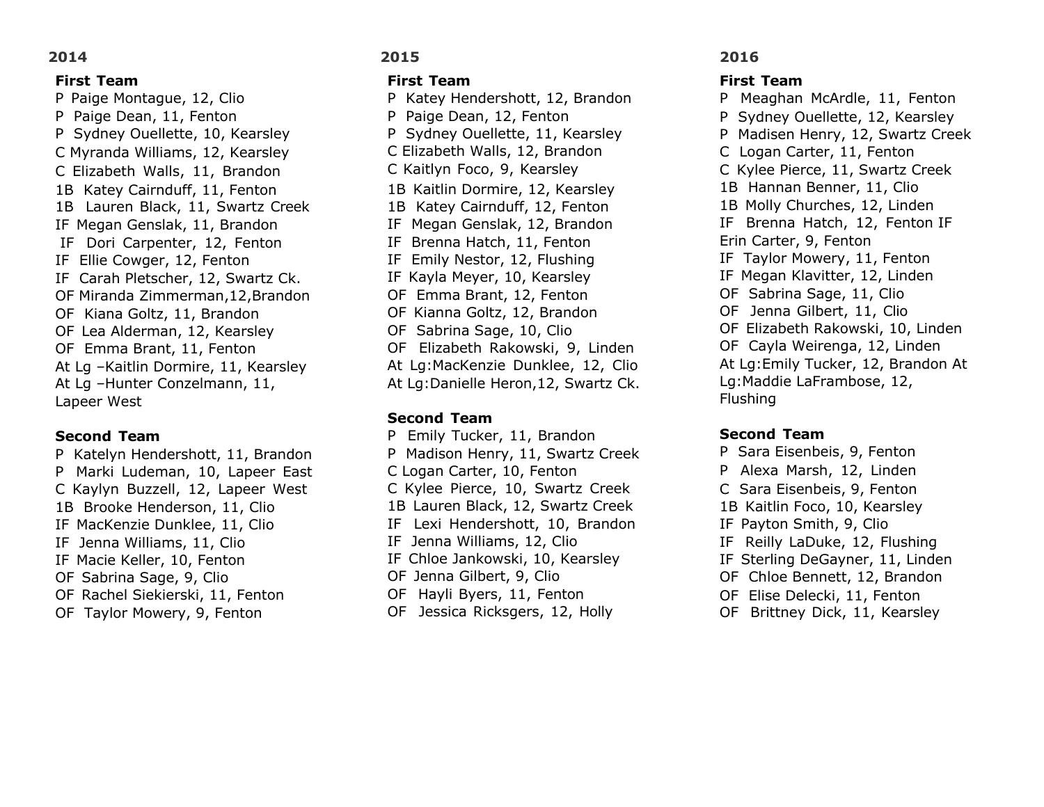## 2014

**First Team**

P Paige Montague, 12, Clio
P Paige Dean, 11, Fenton
P Sydney Ouellette, 10, Kearsley
C Myranda Williams, 12, Kearsley
C Elizabeth Walls, 11, Brandon
1B Katey Cairnduff, 11, Fenton
1B Lauren Black, 11, Swartz Creek
IF Megan Genslak, 11, Brandon
IF Dori Carpenter, 12, Fenton
IF Ellie Cowger, 12, Fenton
IF Carah Pletscher, 12, Swartz Ck.
OF Miranda Zimmerman,12,Brandon
OF Kiana Goltz, 11, Brandon
OF Lea Alderman, 12, Kearsley
OF Emma Brant, 11, Fenton
At Lg –Kaitlin Dormire, 11, Kearsley
At Lg –Hunter Conzelmann, 11, Lapeer West

**Second Team**

P Katelyn Hendershott, 11, Brandon
P Marki Ludeman, 10, Lapeer East
C Kaylyn Buzzell, 12, Lapeer West
1B Brooke Henderson, 11, Clio
IF MacKenzie Dunklee, 11, Clio
IF Jenna Williams, 11, Clio
IF Macie Keller, 10, Fenton
OF Sabrina Sage, 9, Clio
OF Rachel Siekierski, 11, Fenton
OF Taylor Mowery, 9, Fenton

## 2015

**First Team**

P Katey Hendershott, 12, Brandon
P Paige Dean, 12, Fenton
P Sydney Ouellette, 11, Kearsley
C Elizabeth Walls, 12, Brandon
C Kaitlyn Foco, 9, Kearsley
1B Kaitlin Dormire, 12, Kearsley
1B Katey Cairnduff, 12, Fenton
IF Megan Genslak, 12, Brandon
IF Brenna Hatch, 11, Fenton
IF Emily Nestor, 12, Flushing
IF Kayla Meyer, 10, Kearsley
OF Emma Brant, 12, Fenton
OF Kianna Goltz, 12, Brandon
OF Sabrina Sage, 10, Clio
OF Elizabeth Rakowski, 9, Linden
At Lg:MacKenzie Dunklee, 12, Clio
At Lg:Danielle Heron,12, Swartz Ck.

**Second Team**

P Emily Tucker, 11, Brandon
P Madison Henry, 11, Swartz Creek
C Logan Carter, 10, Fenton
C Kylee Pierce, 10, Swartz Creek
1B Lauren Black, 12, Swartz Creek
IF Lexi Hendershott, 10, Brandon
IF Jenna Williams, 12, Clio
IF Chloe Jankowski, 10, Kearsley
OF Jenna Gilbert, 9, Clio
OF Hayli Byers, 11, Fenton
OF Jessica Ricksgers, 12, Holly

## 2016

**First Team**

P Meaghan McArdle, 11, Fenton
P Sydney Ouellette, 12, Kearsley
P Madisen Henry, 12, Swartz Creek
C Logan Carter, 11, Fenton
C Kylee Pierce, 11, Swartz Creek
1B Hannan Benner, 11, Clio
1B Molly Churches, 12, Linden
IF Brenna Hatch, 12, Fenton
IF Erin Carter, 9, Fenton
IF Taylor Mowery, 11, Fenton
IF Megan Klavitter, 12, Linden
OF Sabrina Sage, 11, Clio
OF Jenna Gilbert, 11, Clio
OF Elizabeth Rakowski, 10, Linden
OF Cayla Weirenga, 12, Linden
At Lg:Emily Tucker, 12, Brandon
At Lg:Maddie LaFrambose, 12, Flushing

**Second Team**

P Sara Eisenbeis, 9, Fenton
P Alexa Marsh, 12, Linden
C Sara Eisenbeis, 9, Fenton
1B Kaitlin Foco, 10, Kearsley
IF Payton Smith, 9, Clio
IF Reilly LaDuke, 12, Flushing
IF Sterling DeGayner, 11, Linden
OF Chloe Bennett, 12, Brandon
OF Elise Delecki, 11, Fenton
OF Brittney Dick, 11, Kearsley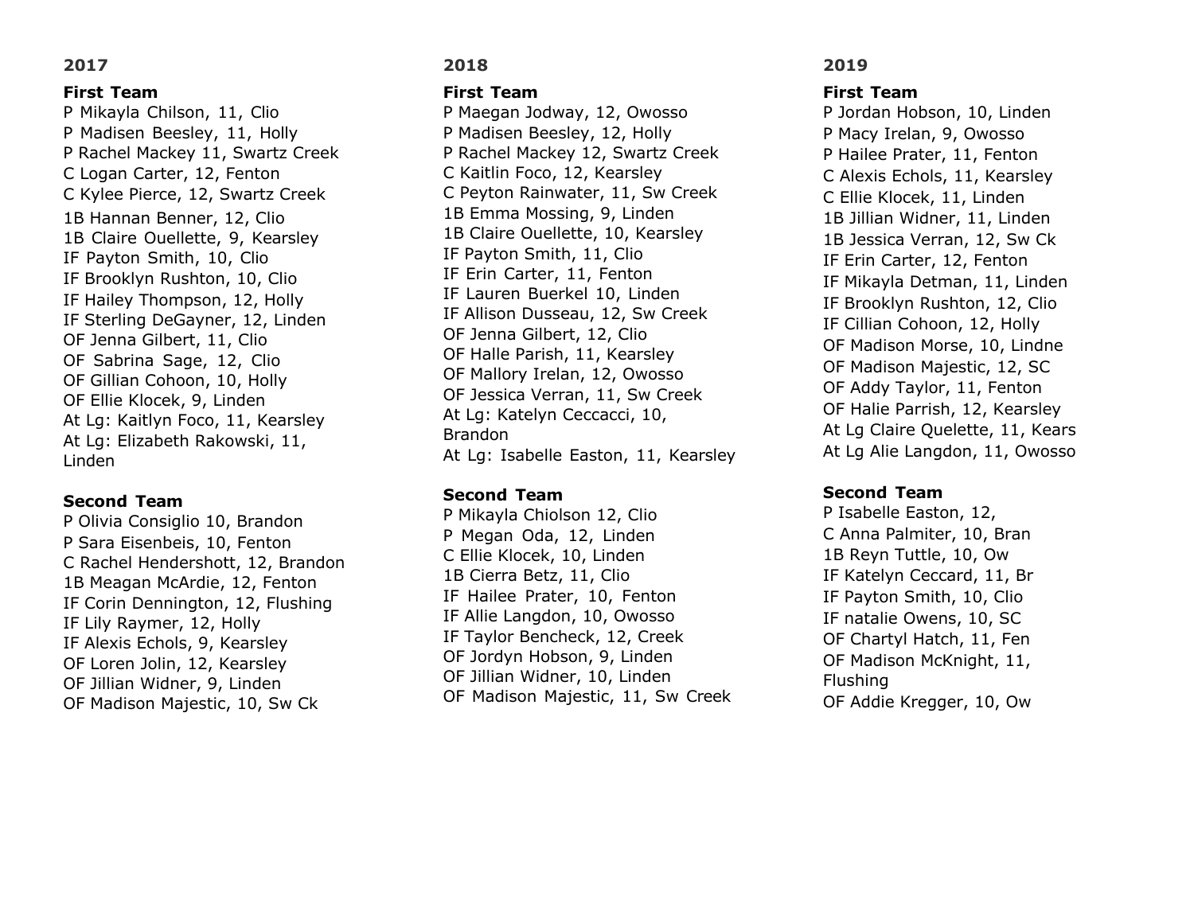## 2017

### First Team

P Mikayla Chilson, 11, Clio
P Madisen Beesley, 11, Holly
P Rachel Mackey 11, Swartz Creek
C Logan Carter, 12, Fenton
C Kylee Pierce, 12, Swartz Creek
1B Hannan Benner, 12, Clio
1B Claire Ouellette, 9, Kearsley
IF Payton Smith, 10, Clio
IF Brooklyn Rushton, 10, Clio
IF Hailey Thompson, 12, Holly
IF Sterling DeGayner, 12, Linden
OF Jenna Gilbert, 11, Clio
OF Sabrina Sage, 12, Clio
OF Gillian Cohoon, 10, Holly
OF Ellie Klocek, 9, Linden
At Lg: Kaitlyn Foco, 11, Kearsley
At Lg: Elizabeth Rakowski, 11, Linden

### Second Team

P Olivia Consiglio 10, Brandon
P Sara Eisenbeis, 10, Fenton
C Rachel Hendershott, 12, Brandon
1B Meagan McArdie, 12, Fenton
IF Corin Dennington, 12, Flushing
IF Lily Raymer, 12, Holly
IF Alexis Echols, 9, Kearsley
OF Loren Jolin, 12, Kearsley
OF Jillian Widner, 9, Linden
OF Madison Majestic, 10, Sw Ck

## 2018

### First Team

P Maegan Jodway, 12, Owosso
P Madisen Beesley, 12, Holly
P Rachel Mackey 12, Swartz Creek
C Kaitlin Foco, 12, Kearsley
C Peyton Rainwater, 11, Sw Creek
1B Emma Mossing, 9, Linden
1B Claire Ouellette, 10, Kearsley
IF Payton Smith, 11, Clio
IF Erin Carter, 11, Fenton
IF Lauren Buerkel 10, Linden
IF Allison Dusseau, 12, Sw Creek
OF Jenna Gilbert, 12, Clio
OF Halle Parish, 11, Kearsley
OF Mallory Irelan, 12, Owosso
OF Jessica Verran, 11, Sw Creek
At Lg: Katelyn Ceccacci, 10, Brandon
At Lg: Isabelle Easton, 11, Kearsley

### Second Team

P Mikayla Chiolson 12, Clio
P Megan Oda, 12, Linden
C Ellie Klocek, 10, Linden
1B Cierra Betz, 11, Clio
IF Hailee Prater, 10, Fenton
IF Allie Langdon, 10, Owosso
IF Taylor Bencheck, 12, Creek
OF Jordyn Hobson, 9, Linden
OF Jillian Widner, 10, Linden
OF Madison Majestic, 11, Sw Creek

## 2019

### First Team

P Jordan Hobson, 10, Linden
P Macy Irelan, 9, Owosso
P Hailee Prater, 11, Fenton
C Alexis Echols, 11, Kearsley
C Ellie Klocek, 11, Linden
1B Jillian Widner, 11, Linden
1B Jessica Verran, 12, Sw Ck
IF Erin Carter, 12, Fenton
IF Mikayla Detman, 11, Linden
IF Brooklyn Rushton, 12, Clio
IF Cillian Cohoon, 12, Holly
OF Madison Morse, 10, Lindne
OF Madison Majestic, 12, SC
OF Addy Taylor, 11, Fenton
OF Halie Parrish, 12, Kearsley
At Lg Claire Quelette, 11, Kears
At Lg Alie Langdon, 11, Owosso

### Second Team

P Isabelle Easton, 12,
C Anna Palmiter, 10, Bran
1B Reyn Tuttle, 10, Ow
IF Katelyn Ceccard, 11, Br
IF Payton Smith, 10, Clio
IF natalie Owens, 10, SC
OF Chartyl Hatch, 11, Fen
OF Madison McKnight, 11, Flushing
OF Addie Kregger, 10, Ow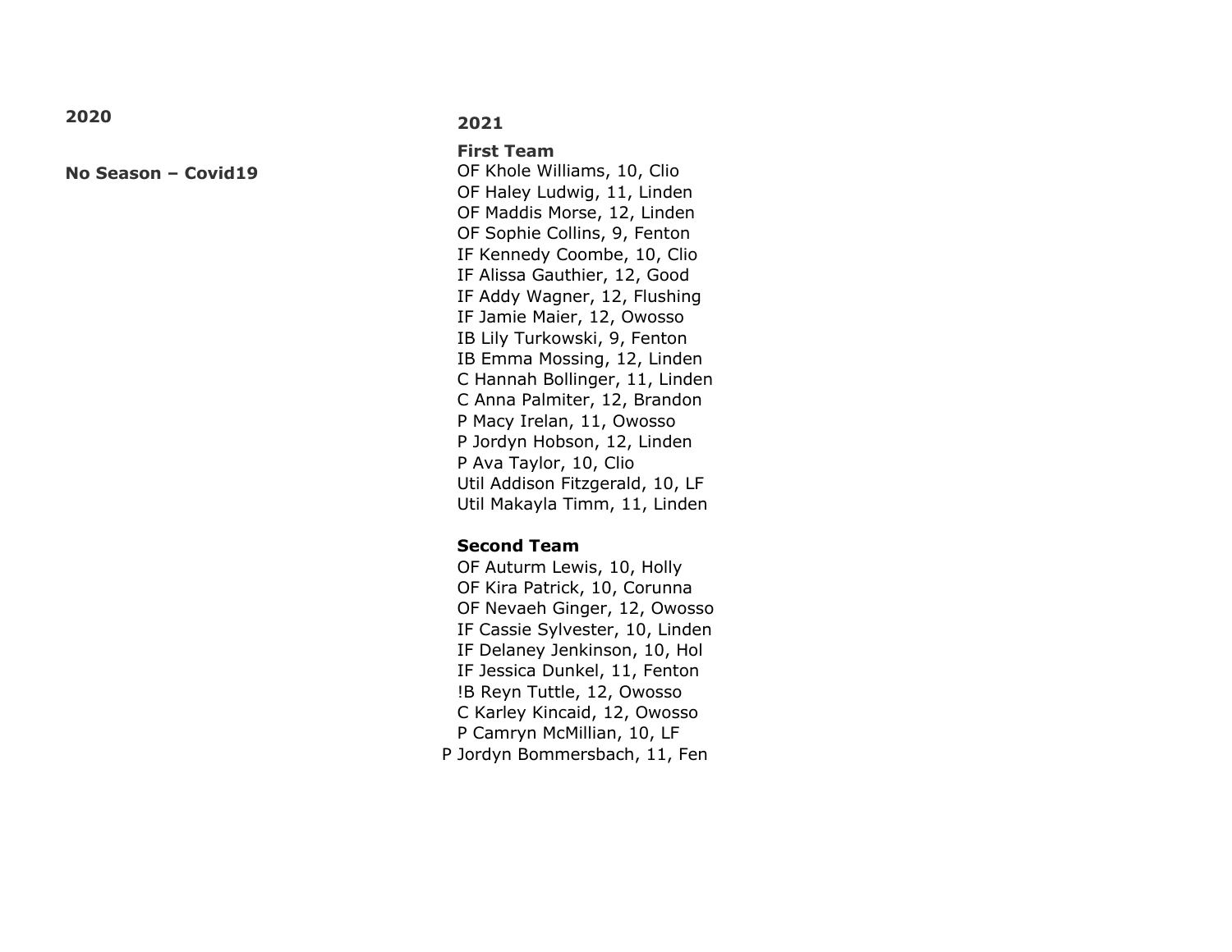## 2020

**No Season – Covid19**

## 2021

**First Team**

OF Khole Williams, 10, Clio
OF Haley Ludwig, 11, Linden
OF Maddis Morse, 12, Linden
OF Sophie Collins, 9, Fenton
IF Kennedy Coombe, 10, Clio
IF Alissa Gauthier, 12, Good
IF Addy Wagner, 12, Flushing
IF Jamie Maier, 12, Owosso
IB Lily Turkowski, 9, Fenton
IB Emma Mossing, 12, Linden
C Hannah Bollinger, 11, Linden
C Anna Palmiter, 12, Brandon
P Macy Irelan, 11, Owosso
P Jordyn Hobson, 12, Linden
P Ava Taylor, 10, Clio
Util Addison Fitzgerald, 10, LF
Util Makayla Timm, 11, Linden

**Second Team**

OF Auturm Lewis, 10, Holly
OF Kira Patrick, 10, Corunna
OF Nevaeh Ginger, 12, Owosso
IF Cassie Sylvester, 10, Linden
IF Delaney Jenkinson, 10, Hol
IF Jessica Dunkel, 11, Fenton
!B Reyn Tuttle, 12, Owosso
C Karley Kincaid, 12, Owosso
P Camryn McMillian, 10, LF
P Jordyn Bommersbach, 11, Fen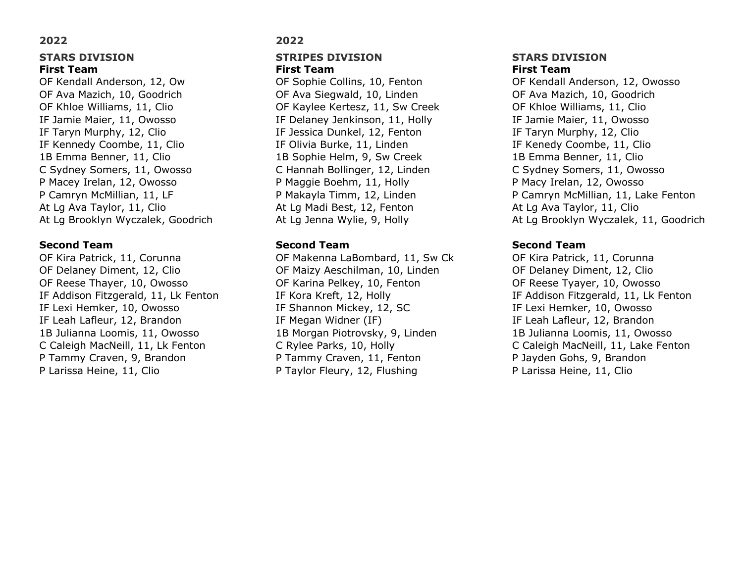**2022**

**STARS DIVISION**

**First Team**

OF Kendall Anderson, 12, Ow
OF Ava Mazich, 10, Goodrich
OF Khloe Williams, 11, Clio
IF Jamie Maier, 11, Owosso
IF Taryn Murphy, 12, Clio
IF Kennedy Coombe, 11, Clio
1B Emma Benner, 11, Clio
C Sydney Somers, 11, Owosso
P Macey Irelan, 12, Owosso
P Camryn McMillian, 11, LF
At Lg Ava Taylor, 11, Clio
At Lg Brooklyn Wyczalek, Goodrich

**Second Team**

OF Kira Patrick, 11, Corunna
OF Delaney Diment, 12, Clio
OF Reese Thayer, 10, Owosso
IF Addison Fitzgerald, 11, Lk Fenton
IF Lexi Hemker, 10, Owosso
IF Leah Lafleur, 12, Brandon
1B Julianna Loomis, 11, Owosso
C Caleigh MacNeill, 11, Lk Fenton
P Tammy Craven, 9, Brandon
P Larissa Heine, 11, Clio

**2022**

**STRIPES DIVISION**

**First Team**

OF Sophie Collins, 10, Fenton
OF Ava Siegwald, 10, Linden
OF Kaylee Kertesz, 11, Sw Creek
IF Delaney Jenkinson, 11, Holly
IF Jessica Dunkel, 12, Fenton
IF Olivia Burke, 11, Linden
1B Sophie Helm, 9, Sw Creek
C Hannah Bollinger, 12, Linden
P Maggie Boehm, 11, Holly
P Makayla Timm, 12, Linden
At Lg Madi Best, 12, Fenton
At Lg Jenna Wylie, 9, Holly

**Second Team**

OF Makenna LaBombard, 11, Sw Ck
OF Maizy Aeschilman, 10, Linden
OF Karina Pelkey, 10, Fenton
IF Kora Kreft, 12, Holly
IF Shannon Mickey, 12, SC
IF Megan Widner (IF)
1B Morgan Piotrovsky, 9, Linden
C Rylee Parks, 10, Holly
P Tammy Craven, 11, Fenton
P Taylor Fleury, 12, Flushing

**STARS DIVISION**

**First Team**

OF Kendall Anderson, 12, Owosso
OF Ava Mazich, 10, Goodrich
OF Khloe Williams, 11, Clio
IF Jamie Maier, 11, Owosso
IF Taryn Murphy, 12, Clio
IF Kenedy Coombe, 11, Clio
1B Emma Benner, 11, Clio
C Sydney Somers, 11, Owosso
P Macy Irelan, 12, Owosso
P Camryn McMillian, 11, Lake Fenton
At Lg Ava Taylor, 11, Clio
At Lg Brooklyn Wyczalek, 11, Goodrich

**Second Team**

OF Kira Patrick, 11, Corunna
OF Delaney Diment, 12, Clio
OF Reese Tyayer, 10, Owosso
IF Addison Fitzgerald, 11, Lk Fenton
IF Lexi Hemker, 10, Owosso
IF Leah Lafleur, 12, Brandon
1B Julianna Loomis, 11, Owosso
C Caleigh MacNeill, 11, Lake Fenton
P Jayden Gohs, 9, Brandon
P Larissa Heine, 11, Clio